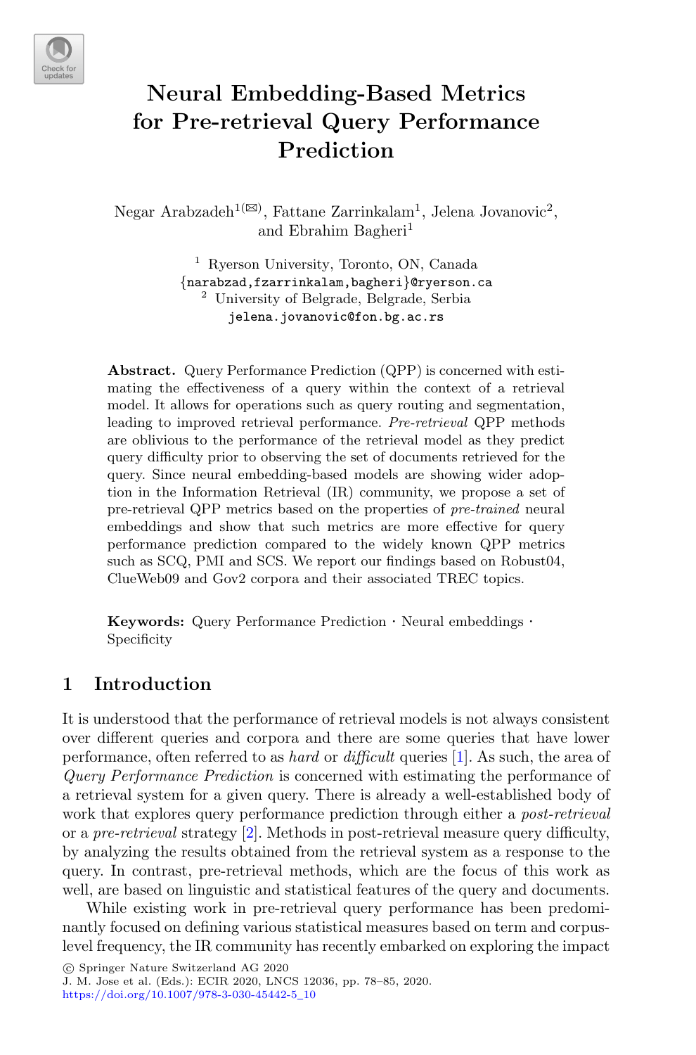# Neural Embedding-Based Metrics for Pre-retrieval Query Performance Prediction

Negar Arabzadeh[1(✉)], Fattane Zarrinkalam[1], Jelena Jovanovic[2], and Ebrahim Bagheri[1]

[1] Ryerson University, Toronto, ON, Canada
{narabzad,fzarrinkalam,bagheri}@ryerson.ca

[2] University of Belgrade, Belgrade, Serbia
jelena.jovanovic@fon.bg.ac.rs

**Abstract.** Query Performance Prediction (QPP) is concerned with estimating the effectiveness of a query within the context of a retrieval model. It allows for operations such as query routing and segmentation, leading to improved retrieval performance. *Pre-retrieval* QPP methods are oblivious to the performance of the retrieval model as they predict query difficulty prior to observing the set of documents retrieved for the query. Since neural embedding-based models are showing wider adoption in the Information Retrieval (IR) community, we propose a set of pre-retrieval QPP metrics based on the properties of *pre-trained* neural embeddings and show that such metrics are more effective for query performance prediction compared to the widely known QPP metrics such as SCQ, PMI and SCS. We report our findings based on Robust04, ClueWeb09 and Gov2 corpora and their associated TREC topics.

**Keywords:** Query Performance Prediction · Neural embeddings · Specificity

## 1 Introduction

It is understood that the performance of retrieval models is not always consistent over different queries and corpora and there are some queries that have lower performance, often referred to as *hard* or *difficult* queries [1]. As such, the area of *Query Performance Prediction* is concerned with estimating the performance of a retrieval system for a given query. There is already a well-established body of work that explores query performance prediction through either a *post-retrieval* or a *pre-retrieval* strategy [2]. Methods in post-retrieval measure query difficulty, by analyzing the results obtained from the retrieval system as a response to the query. In contrast, pre-retrieval methods, which are the focus of this work as well, are based on linguistic and statistical features of the query and documents.

While existing work in pre-retrieval query performance has been predominantly focused on defining various statistical measures based on term and corpus-level frequency, the IR community has recently embarked on exploring the impact

© Springer Nature Switzerland AG 2020
J. M. Jose et al. (Eds.): ECIR 2020, LNCS 12036, pp. 78–85, 2020.
https://doi.org/10.1007/978-3-030-45442-5_10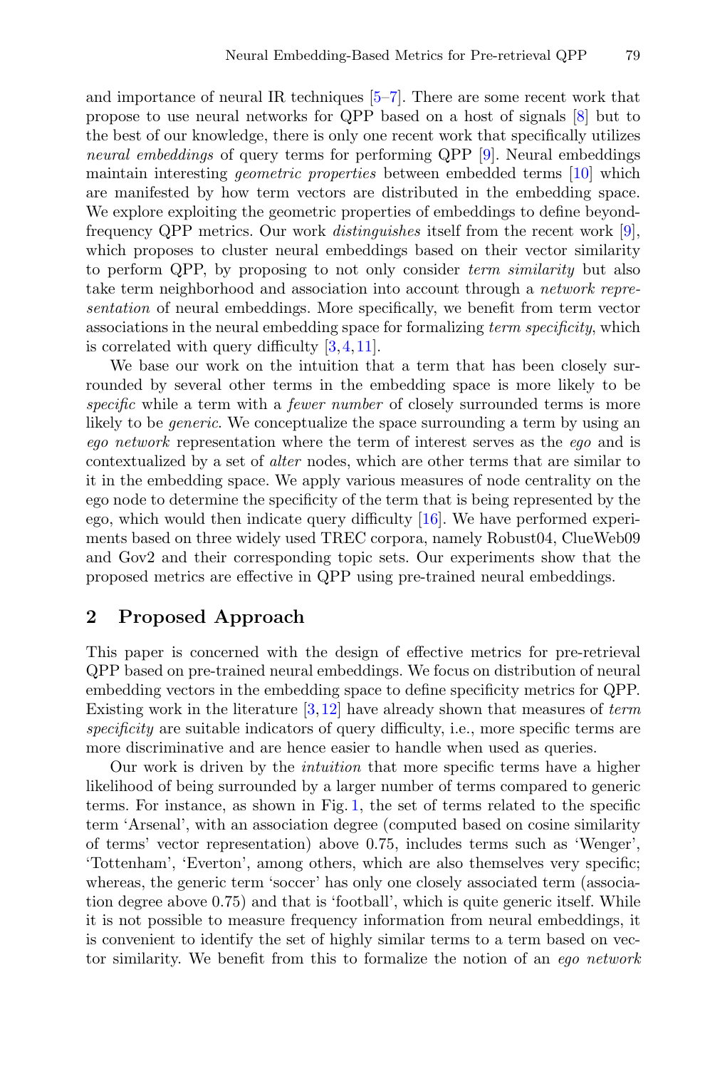and importance of neural IR techniques [5–7]. There are some recent work that propose to use neural networks for QPP based on a host of signals [8] but to the best of our knowledge, there is only one recent work that specifically utilizes *neural embeddings* of query terms for performing QPP [9]. Neural embeddings maintain interesting *geometric properties* between embedded terms [10] which are manifested by how term vectors are distributed in the embedding space. We explore exploiting the geometric properties of embeddings to define beyond-frequency QPP metrics. Our work *distinguishes* itself from the recent work [9], which proposes to cluster neural embeddings based on their vector similarity to perform QPP, by proposing to not only consider *term similarity* but also take term neighborhood and association into account through a *network representation* of neural embeddings. More specifically, we benefit from term vector associations in the neural embedding space for formalizing *term specificity*, which is correlated with query difficulty [3,4,11].

We base our work on the intuition that a term that has been closely surrounded by several other terms in the embedding space is more likely to be *specific* while a term with a *fewer number* of closely surrounded terms is more likely to be *generic*. We conceptualize the space surrounding a term by using an *ego network* representation where the term of interest serves as the *ego* and is contextualized by a set of *alter* nodes, which are other terms that are similar to it in the embedding space. We apply various measures of node centrality on the ego node to determine the specificity of the term that is being represented by the ego, which would then indicate query difficulty [16]. We have performed experiments based on three widely used TREC corpora, namely Robust04, ClueWeb09 and Gov2 and their corresponding topic sets. Our experiments show that the proposed metrics are effective in QPP using pre-trained neural embeddings.

## 2 Proposed Approach

This paper is concerned with the design of effective metrics for pre-retrieval QPP based on pre-trained neural embeddings. We focus on distribution of neural embedding vectors in the embedding space to define specificity metrics for QPP. Existing work in the literature [3,12] have already shown that measures of *term specificity* are suitable indicators of query difficulty, i.e., more specific terms are more discriminative and are hence easier to handle when used as queries.

Our work is driven by the *intuition* that more specific terms have a higher likelihood of being surrounded by a larger number of terms compared to generic terms. For instance, as shown in Fig. 1, the set of terms related to the specific term 'Arsenal', with an association degree (computed based on cosine similarity of terms' vector representation) above 0.75, includes terms such as 'Wenger', 'Tottenham', 'Everton', among others, which are also themselves very specific; whereas, the generic term 'soccer' has only one closely associated term (association degree above 0.75) and that is 'football', which is quite generic itself. While it is not possible to measure frequency information from neural embeddings, it is convenient to identify the set of highly similar terms to a term based on vector similarity. We benefit from this to formalize the notion of an *ego network*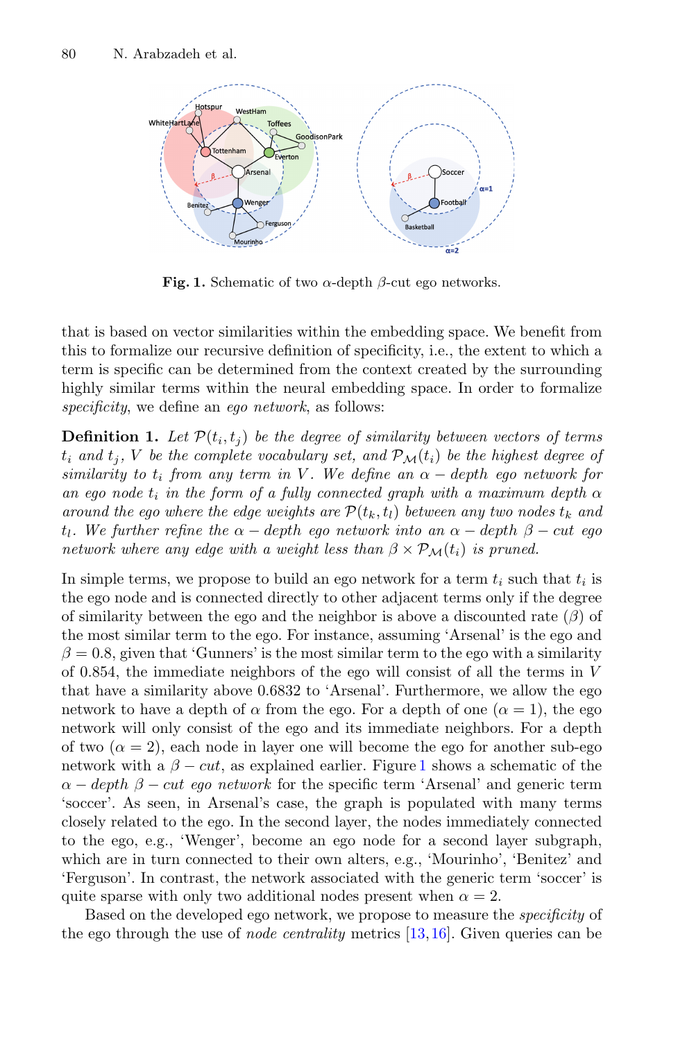**Fig. 1.** Schematic of two $\alpha$-depth $\beta$-cut ego networks.

that is based on vector similarities within the embedding space. We benefit from this to formalize our recursive definition of specificity, i.e., the extent to which a term is specific can be determined from the context created by the surrounding highly similar terms within the neural embedding space. In order to formalize *specificity*, we define an *ego network*, as follows:

**Definition 1.** *Let $\mathcal{P}(t_i, t_j)$ be the degree of similarity between vectors of terms $t_i$ and $t_j$, $V$ be the complete vocabulary set, and $\mathcal{P}_{\mathcal{M}}(t_i)$ be the highest degree of similarity to $t_i$ from any term in $V$. We define an $\alpha - depth$ ego network for an ego node $t_i$ in the form of a fully connected graph with a maximum depth $\alpha$ around the ego where the edge weights are $\mathcal{P}(t_k, t_l)$ between any two nodes $t_k$ and $t_l$. We further refine the $\alpha - depth$ ego network into an $\alpha - depth$ $\beta - cut$ ego network where any edge with a weight less than $\beta \times \mathcal{P}_{\mathcal{M}}(t_i)$ is pruned.*

In simple terms, we propose to build an ego network for a term $t_i$ such that $t_i$ is the ego node and is connected directly to other adjacent terms only if the degree of similarity between the ego and the neighbor is above a discounted rate ($\beta$) of the most similar term to the ego. For instance, assuming 'Arsenal' is the ego and $\beta = 0.8$, given that 'Gunners' is the most similar term to the ego with a similarity of 0.854, the immediate neighbors of the ego will consist of all the terms in $V$ that have a similarity above 0.6832 to 'Arsenal'. Furthermore, we allow the ego network to have a depth of $\alpha$ from the ego. For a depth of one ($\alpha = 1$), the ego network will only consist of the ego and its immediate neighbors. For a depth of two ($\alpha = 2$), each node in layer one will become the ego for another sub-ego network with a $\beta - cut$, as explained earlier. Figure 1 shows a schematic of the $\alpha - depth$ $\beta - cut$ *ego network* for the specific term 'Arsenal' and generic term 'soccer'. As seen, in Arsenal's case, the graph is populated with many terms closely related to the ego. In the second layer, the nodes immediately connected to the ego, e.g., 'Wenger', become an ego node for a second layer subgraph, which are in turn connected to their own alters, e.g., 'Mourinho', 'Benitez' and 'Ferguson'. In contrast, the network associated with the generic term 'soccer' is quite sparse with only two additional nodes present when $\alpha = 2$.

Based on the developed ego network, we propose to measure the *specificity* of the ego through the use of *node centrality* metrics [13,16]. Given queries can be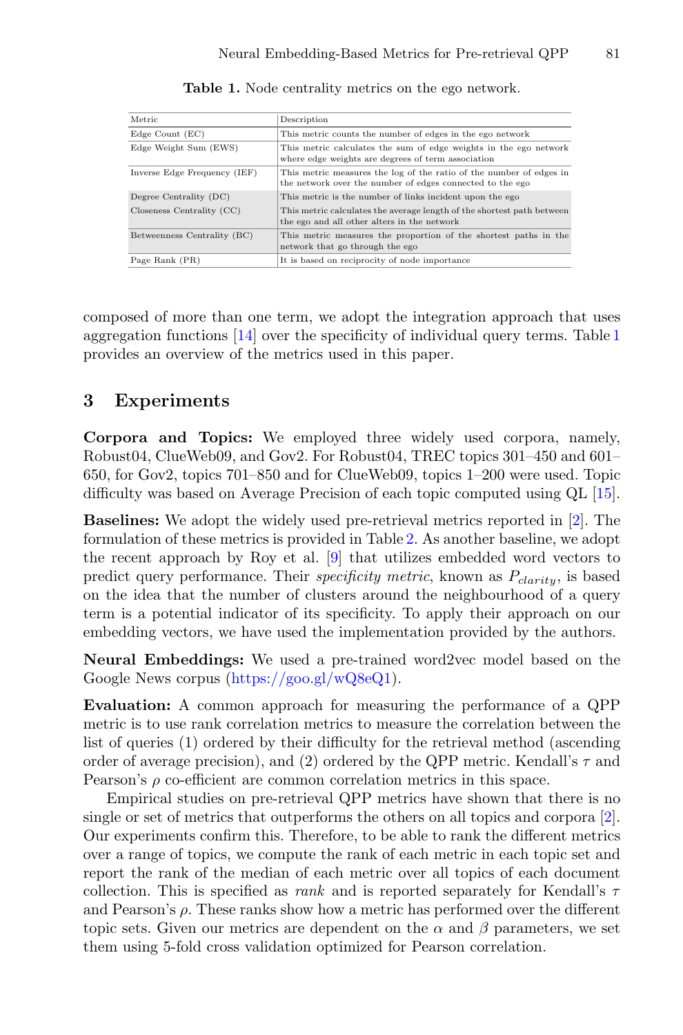**Table 1.** Node centrality metrics on the ego network.

| Metric | Description |
| --- | --- |
| Edge Count (EC) | This metric counts the number of edges in the ego network |
| Edge Weight Sum (EWS) | This metric calculates the sum of edge weights in the ego network where edge weights are degrees of term association |
| Inverse Edge Frequency (IEF) | This metric measures the log of the ratio of the number of edges in the network over the number of edges connected to the ego |
| Degree Centrality (DC) | This metric is the number of links incident upon the ego |
| Closeness Centrality (CC) | This metric calculates the average length of the shortest path between the ego and all other alters in the network |
| Betweenness Centrality (BC) | This metric measures the proportion of the shortest paths in the network that go through the ego |
| Page Rank (PR) | It is based on reciprocity of node importance |

composed of more than one term, we adopt the integration approach that uses aggregation functions [14] over the specificity of individual query terms. Table 1 provides an overview of the metrics used in this paper.

## 3 Experiments

**Corpora and Topics:** We employed three widely used corpora, namely, Robust04, ClueWeb09, and Gov2. For Robust04, TREC topics 301–450 and 601–650, for Gov2, topics 701–850 and for ClueWeb09, topics 1–200 were used. Topic difficulty was based on Average Precision of each topic computed using QL [15].

**Baselines:** We adopt the widely used pre-retrieval metrics reported in [2]. The formulation of these metrics is provided in Table 2. As another baseline, we adopt the recent approach by Roy et al. [9] that utilizes embedded word vectors to predict query performance. Their *specificity metric*, known as $P_{clarity}$, is based on the idea that the number of clusters around the neighbourhood of a query term is a potential indicator of its specificity. To apply their approach on our embedding vectors, we have used the implementation provided by the authors.

**Neural Embeddings:** We used a pre-trained word2vec model based on the Google News corpus (https://goo.gl/wQ8eQ1).

**Evaluation:** A common approach for measuring the performance of a QPP metric is to use rank correlation metrics to measure the correlation between the list of queries (1) ordered by their difficulty for the retrieval method (ascending order of average precision), and (2) ordered by the QPP metric. Kendall's $\tau$ and Pearson's $\rho$ co-efficient are common correlation metrics in this space.

Empirical studies on pre-retrieval QPP metrics have shown that there is no single or set of metrics that outperforms the others on all topics and corpora [2]. Our experiments confirm this. Therefore, to be able to rank the different metrics over a range of topics, we compute the rank of each metric in each topic set and report the rank of the median of each metric over all topics of each document collection. This is specified as *rank* and is reported separately for Kendall's $\tau$ and Pearson's $\rho$. These ranks show how a metric has performed over the different topic sets. Given our metrics are dependent on the $\alpha$ and $\beta$ parameters, we set them using 5-fold cross validation optimized for Pearson correlation.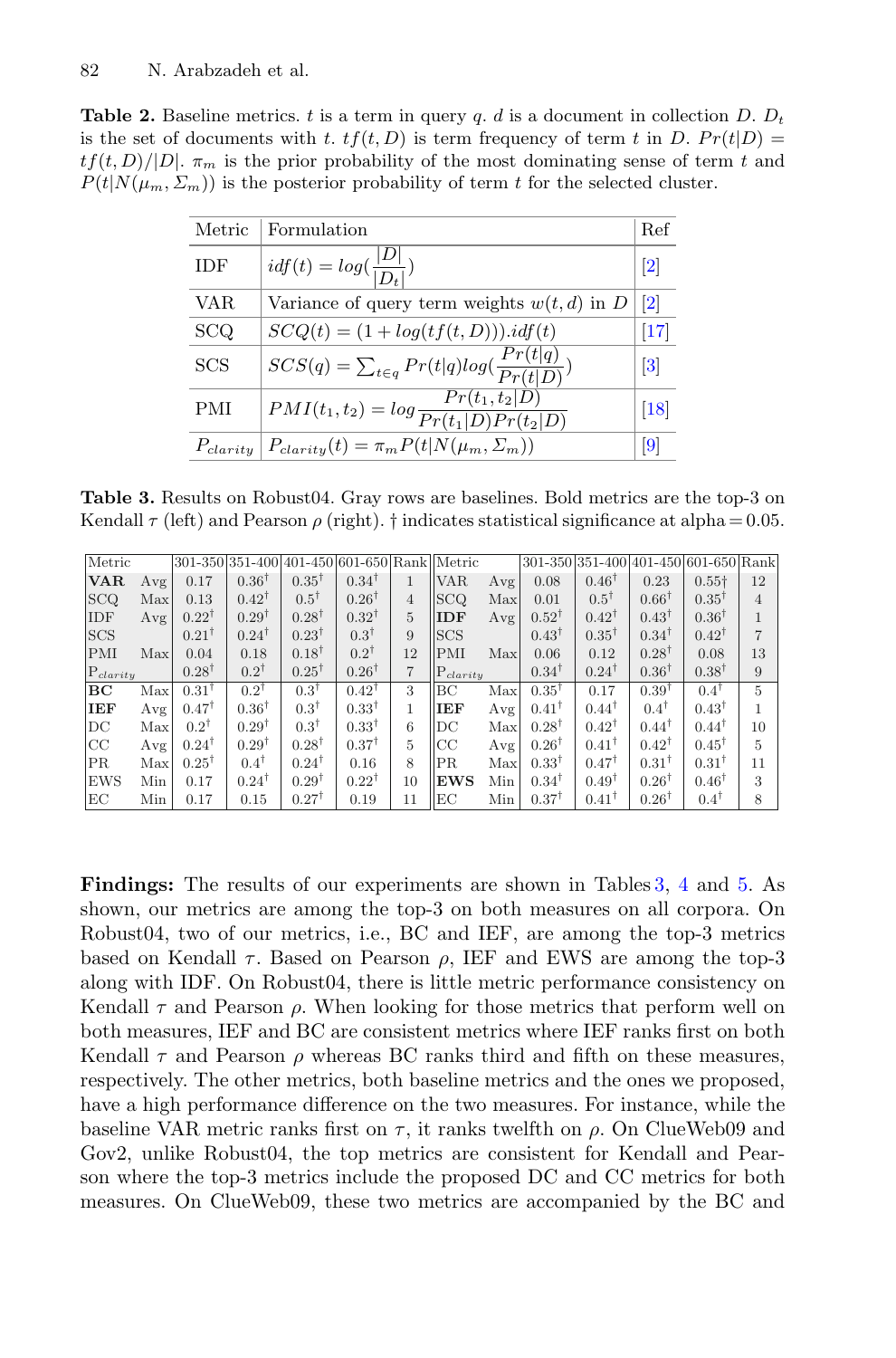**Table 2.** Baseline metrics. $t$ is a term in query $q$. $d$ is a document in collection $D$. $D_t$ is the set of documents with $t$. $tf(t, D)$ is term frequency of term $t$ in $D$. $Pr(t|D) = tf(t, D)/|D|$. $\pi_m$ is the prior probability of the most dominating sense of term $t$ and $P(t|N(\mu_m, \Sigma_m))$ is the posterior probability of term $t$ for the selected cluster.

| Metric | Formulation | Ref |
|---|---|---|
| IDF | $idf(t) = log(\frac{\|D\|}{\|D_t\|})$ | [2] |
| VAR | Variance of query term weights $w(t, d)$ in $D$ | [2] |
| SCQ | $SCQ(t) = (1 + log(tf(t, D))).idf(t)$ | [17] |
| SCS | $SCS(q) = \sum_{t \in q} Pr(t\|q)log(\frac{Pr(t\|q)}{Pr(t\|D)})$ | [3] |
| PMI | $PMI(t_1, t_2) = log\frac{Pr(t_1, t_2\|D)}{Pr(t_1\|D)Pr(t_2\|D)}$ | [18] |
| $P_{clarity}$ | $P_{clarity}(t) = \pi_m P(t\|N(\mu_m, \Sigma_m))$ | [9] |

**Table 3.** Results on Robust04. Gray rows are baselines. Bold metrics are the top-3 on Kendall $\tau$ (left) and Pearson $\rho$ (right). † indicates statistical significance at alpha = 0.05.

| Metric | | 301-350 | 351-400 | 401-450 | 601-650 | Rank | Metric | | 301-350 | 351-400 | 401-450 | 601-650 | Rank |
|---|---|---|---|---|---|---|---|---|---|---|---|---|---|
| **VAR** | Avg | 0.17 | 0.36† | 0.35† | 0.34† | 1 | VAR | Avg | 0.08 | 0.46† | 0.23 | 0.55† | 12 |
| SCQ | Max | 0.13 | 0.42† | 0.5† | 0.26† | 4 | SCQ | Max | 0.01 | 0.5† | 0.66† | 0.35† | 4 |
| IDF | Avg | 0.22† | 0.29† | 0.28† | 0.32† | 5 | **IDF** | Avg | 0.52† | 0.42† | 0.43† | 0.36† | 1 |
| SCS | | 0.21† | 0.24† | 0.23† | 0.3† | 9 | SCS | | 0.43† | 0.35† | 0.34† | 0.42† | 7 |
| PMI | Max | 0.04 | 0.18 | 0.18† | 0.2† | 12 | PMI | Max | 0.06 | 0.12 | 0.28† | 0.08 | 13 |
| $P_{clarity}$ | | 0.28† | 0.2† | 0.25† | 0.26† | 7 | $P_{clarity}$ | | 0.34† | 0.24† | 0.36† | 0.38† | 9 |
| **BC** | Max | 0.31† | 0.2† | 0.3† | 0.42† | 3 | BC | Max | 0.35† | 0.17 | 0.39† | 0.4† | 5 |
| **IEF** | Avg | 0.47† | 0.36† | 0.3† | 0.33† | 1 | **IEF** | Avg | 0.41† | 0.44† | 0.4† | 0.43† | 1 |
| DC | Max | 0.2† | 0.29† | 0.3† | 0.33† | 6 | DC | Max | 0.28† | 0.42† | 0.44† | 0.44† | 10 |
| CC | Avg | 0.24† | 0.29† | 0.28† | 0.37† | 5 | CC | Avg | 0.26† | 0.41† | 0.42† | 0.45† | 5 |
| PR | Max | 0.25† | 0.4† | 0.24† | 0.16 | 8 | PR | Max | 0.33† | 0.47† | 0.31† | 0.31† | 11 |
| EWS | Min | 0.17 | 0.24† | 0.29† | 0.22† | 10 | **EWS** | Min | 0.34† | 0.49† | 0.26† | 0.46† | 3 |
| EC | Min | 0.17 | 0.15 | 0.27† | 0.19 | 11 | EC | Min | 0.37† | 0.41† | 0.26† | 0.4† | 8 |

**Findings:** The results of our experiments are shown in Tables 3, 4 and 5. As shown, our metrics are among the top-3 on both measures on all corpora. On Robust04, two of our metrics, i.e., BC and IEF, are among the top-3 metrics based on Kendall $\tau$. Based on Pearson $\rho$, IEF and EWS are among the top-3 along with IDF. On Robust04, there is little metric performance consistency on Kendall $\tau$ and Pearson $\rho$. When looking for those metrics that perform well on both measures, IEF and BC are consistent metrics where IEF ranks first on both Kendall $\tau$ and Pearson $\rho$ whereas BC ranks third and fifth on these measures, respectively. The other metrics, both baseline metrics and the ones we proposed, have a high performance difference on the two measures. For instance, while the baseline VAR metric ranks first on $\tau$, it ranks twelfth on $\rho$. On ClueWeb09 and Gov2, unlike Robust04, the top metrics are consistent for Kendall and Pearson where the top-3 metrics include the proposed DC and CC metrics for both measures. On ClueWeb09, these two metrics are accompanied by the BC and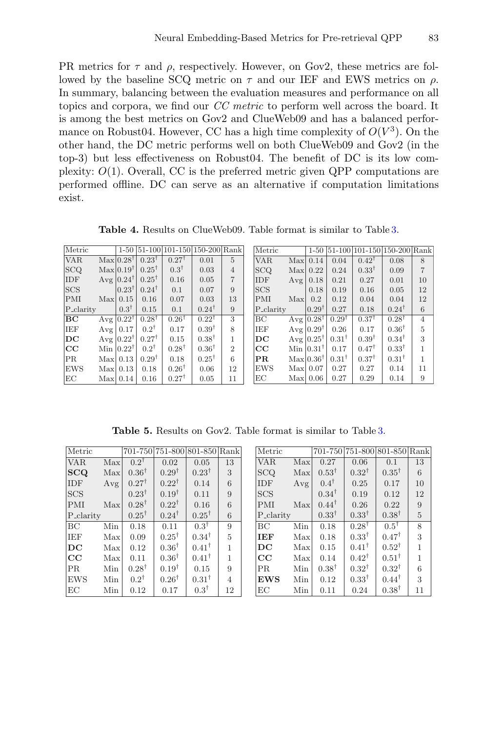PR metrics for $\tau$ and $\rho$, respectively. However, on Gov2, these metrics are followed by the baseline SCQ metric on $\tau$ and our IEF and EWS metrics on $\rho$. In summary, balancing between the evaluation measures and performance on all topics and corpora, we find our *CC metric* to perform well across the board. It is among the best metrics on Gov2 and ClueWeb09 and has a balanced performance on Robust04. However, CC has a high time complexity of $O(V^3)$. On the other hand, the DC metric performs well on both ClueWeb09 and Gov2 (in the top-3) but less effectiveness on Robust04. The benefit of DC is its low complexity: $O(1)$. Overall, CC is the preferred metric given QPP computations are performed offline. DC can serve as an alternative if computation limitations exist.

**Table 4.** Results on ClueWeb09. Table format is similar to Table 3.

| Metric | | 1-50 | 51-100 | 101-150 | 150-200 | Rank |
|---|---|---|---|---|---|---|
| VAR | Max | $0.28^\dagger$ | $0.23^\dagger$ | $0.27^\dagger$ | 0.01 | 5 |
| SCQ | Max | $0.19^\dagger$ | $0.25^\dagger$ | $0.3^\dagger$ | 0.03 | 4 |
| IDF | Avg | $0.24^\dagger$ | $0.25^\dagger$ | 0.16 | 0.05 | 7 |
| SCS | | $0.23^\dagger$ | $0.24^\dagger$ | 0.1 | 0.07 | 9 |
| PMI | Max | 0.15 | 0.16 | 0.07 | 0.03 | 13 |
| P_clarity | | $0.3^\dagger$ | 0.15 | 0.1 | $0.24^\dagger$ | 9 |
| **BC** | Avg | $0.22^\dagger$ | $0.28^\dagger$ | $0.26^\dagger$ | $0.22^\dagger$ | 3 |
| IEF | Avg | 0.17 | $0.2^\dagger$ | 0.17 | $0.39^\dagger$ | 8 |
| **DC** | Avg | $0.22^\dagger$ | $0.27^\dagger$ | 0.15 | $0.38^\dagger$ | 1 |
| **CC** | Min | $0.22^\dagger$ | $0.2^\dagger$ | $0.28^\dagger$ | $0.36^\dagger$ | 2 |
| PR | Max | 0.13 | $0.29^\dagger$ | 0.18 | $0.25^\dagger$ | 6 |
| EWS | Max | 0.13 | 0.18 | $0.26^\dagger$ | 0.06 | 12 |
| EC | Max | 0.14 | 0.16 | $0.27^\dagger$ | 0.05 | 11 |

| Metric | | 1-50 | 51-100 | 101-150 | 150-200 | Rank |
|---|---|---|---|---|---|---|
| VAR | Max | 0.14 | 0.04 | $0.42^\dagger$ | 0.08 | 8 |
| SCQ | Max | 0.22 | 0.24 | $0.33^\dagger$ | 0.09 | 7 |
| IDF | Avg | 0.18 | 0.21 | 0.27 | 0.01 | 10 |
| SCS | | 0.18 | 0.19 | 0.16 | 0.05 | 12 |
| PMI | Max | 0.2 | 0.12 | 0.04 | 0.04 | 12 |
| P_clarity | | $0.29^\dagger$ | 0.27 | 0.18 | $0.24^\dagger$ | 6 |
| BC | Avg | $0.28^\dagger$ | $0.29^\dagger$ | $0.37^\dagger$ | $0.28^\dagger$ | 4 |
| IEF | Avg | $0.29^\dagger$ | 0.26 | 0.17 | $0.36^\dagger$ | 5 |
| **DC** | Avg | $0.25^\dagger$ | $0.31^\dagger$ | $0.39^\dagger$ | $0.34^\dagger$ | 3 |
| **CC** | Min | $0.31^\dagger$ | 0.17 | $0.47^\dagger$ | $0.33^\dagger$ | 1 |
| **PR** | Max | $0.36^\dagger$ | $0.31^\dagger$ | $0.37^\dagger$ | $0.31^\dagger$ | 1 |
| EWS | Max | 0.07 | 0.27 | 0.27 | 0.14 | 11 |
| EC | Max | 0.06 | 0.27 | 0.29 | 0.14 | 9 |

**Table 5.** Results on Gov2. Table format is similar to Table 3.

| Metric | | 701-750 | 751-800 | 801-850 | Rank |
|---|---|---|---|---|---|
| VAR | Max | $0.2^\dagger$ | 0.02 | 0.05 | 13 |
| **SCQ** | Max | $0.36^\dagger$ | $0.29^\dagger$ | $0.23^\dagger$ | 3 |
| IDF | Avg | $0.27^\dagger$ | $0.22^\dagger$ | 0.14 | 6 |
| SCS | | $0.23^\dagger$ | $0.19^\dagger$ | 0.11 | 9 |
| PMI | Max | $0.28^\dagger$ | $0.22^\dagger$ | 0.16 | 6 |
| P_clarity | | $0.25^\dagger$ | $0.24^\dagger$ | $0.25^\dagger$ | 6 |
| BC | Min | 0.18 | 0.11 | $0.3^\dagger$ | 9 |
| IEF | Max | 0.09 | $0.25^\dagger$ | $0.34^\dagger$ | 5 |
| **DC** | Max | 0.12 | $0.36^\dagger$ | $0.41^\dagger$ | 1 |
| **CC** | Max | 0.11 | $0.36^\dagger$ | $0.41^\dagger$ | 1 |
| PR | Min | $0.28^\dagger$ | $0.19^\dagger$ | 0.15 | 9 |
| EWS | Min | $0.2^\dagger$ | $0.26^\dagger$ | $0.31^\dagger$ | 4 |
| EC | Min | 0.12 | 0.17 | $0.3^\dagger$ | 12 |

| Metric | | 701-750 | 751-800 | 801-850 | Rank |
|---|---|---|---|---|---|
| VAR | Max | 0.27 | 0.06 | 0.1 | 13 |
| SCQ | Max | $0.53^\dagger$ | $0.32^\dagger$ | $0.35^\dagger$ | 6 |
| IDF | Avg | $0.4^\dagger$ | 0.25 | 0.17 | 10 |
| SCS | | $0.34^\dagger$ | 0.19 | 0.12 | 12 |
| PMI | Max | $0.44^\dagger$ | 0.26 | 0.22 | 9 |
| P_clarity | | $0.33^\dagger$ | $0.33^\dagger$ | $0.38^\dagger$ | 5 |
| BC | Min | 0.18 | $0.28^\dagger$ | $0.5^\dagger$ | 8 |
| **IEF** | Max | 0.18 | $0.33^\dagger$ | $0.47^\dagger$ | 3 |
| **DC** | Max | 0.15 | $0.41^\dagger$ | $0.52^\dagger$ | 1 |
| **CC** | Max | 0.14 | $0.42^\dagger$ | $0.51^\dagger$ | 1 |
| PR | Min | $0.38^\dagger$ | $0.32^\dagger$ | $0.32^\dagger$ | 6 |
| **EWS** | Min | 0.12 | $0.33^\dagger$ | $0.44^\dagger$ | 3 |
| EC | Min | 0.11 | 0.24 | $0.38^\dagger$ | 11 |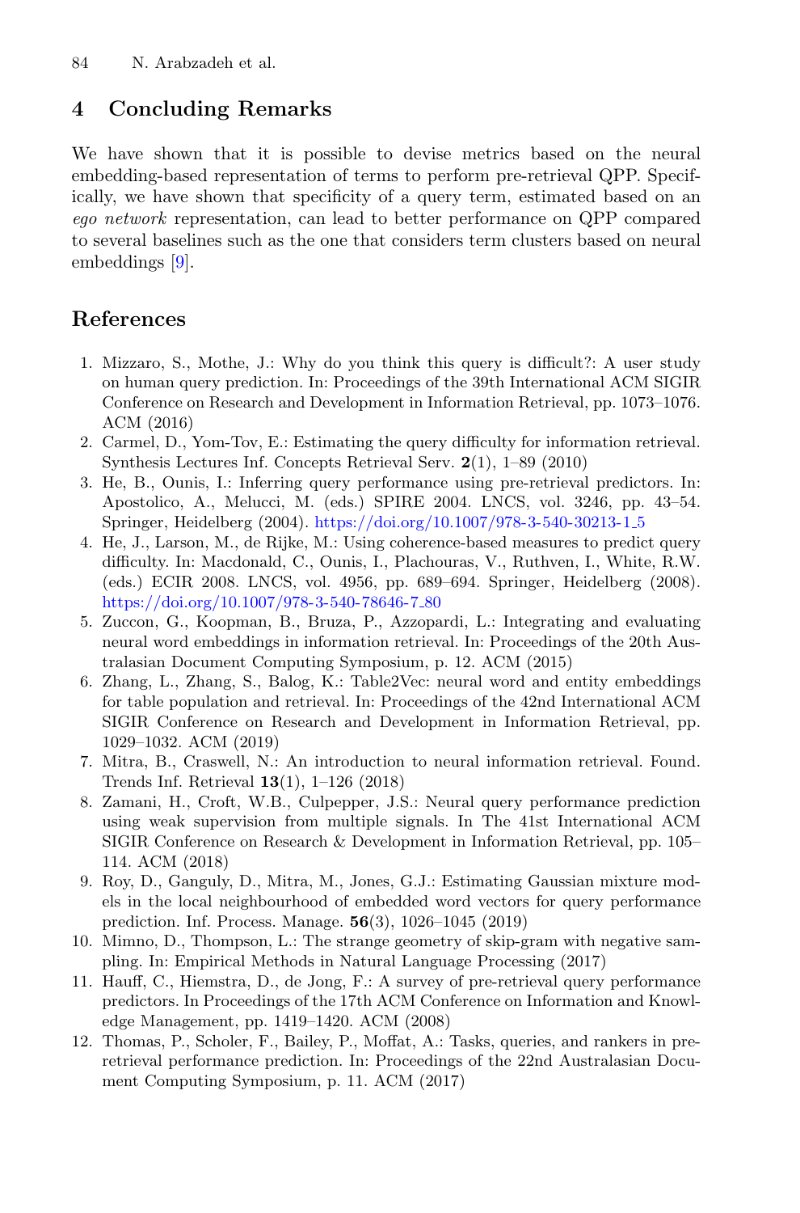## 4 Concluding Remarks

We have shown that it is possible to devise metrics based on the neural embedding-based representation of terms to perform pre-retrieval QPP. Specifically, we have shown that specificity of a query term, estimated based on an *ego network* representation, can lead to better performance on QPP compared to several baselines such as the one that considers term clusters based on neural embeddings [9].

## References

1. Mizzaro, S., Mothe, J.: Why do you think this query is difficult?: A user study on human query prediction. In: Proceedings of the 39th International ACM SIGIR Conference on Research and Development in Information Retrieval, pp. 1073–1076. ACM (2016)
2. Carmel, D., Yom-Tov, E.: Estimating the query difficulty for information retrieval. Synthesis Lectures Inf. Concepts Retrieval Serv. **2**(1), 1–89 (2010)
3. He, B., Ounis, I.: Inferring query performance using pre-retrieval predictors. In: Apostolico, A., Melucci, M. (eds.) SPIRE 2004. LNCS, vol. 3246, pp. 43–54. Springer, Heidelberg (2004). https://doi.org/10.1007/978-3-540-30213-1_5
4. He, J., Larson, M., de Rijke, M.: Using coherence-based measures to predict query difficulty. In: Macdonald, C., Ounis, I., Plachouras, V., Ruthven, I., White, R.W. (eds.) ECIR 2008. LNCS, vol. 4956, pp. 689–694. Springer, Heidelberg (2008). https://doi.org/10.1007/978-3-540-78646-7_80
5. Zuccon, G., Koopman, B., Bruza, P., Azzopardi, L.: Integrating and evaluating neural word embeddings in information retrieval. In: Proceedings of the 20th Australasian Document Computing Symposium, p. 12. ACM (2015)
6. Zhang, L., Zhang, S., Balog, K.: Table2Vec: neural word and entity embeddings for table population and retrieval. In: Proceedings of the 42nd International ACM SIGIR Conference on Research and Development in Information Retrieval, pp. 1029–1032. ACM (2019)
7. Mitra, B., Craswell, N.: An introduction to neural information retrieval. Found. Trends Inf. Retrieval **13**(1), 1–126 (2018)
8. Zamani, H., Croft, W.B., Culpepper, J.S.: Neural query performance prediction using weak supervision from multiple signals. In The 41st International ACM SIGIR Conference on Research & Development in Information Retrieval, pp. 105–114. ACM (2018)
9. Roy, D., Ganguly, D., Mitra, M., Jones, G.J.: Estimating Gaussian mixture models in the local neighbourhood of embedded word vectors for query performance prediction. Inf. Process. Manage. **56**(3), 1026–1045 (2019)
10. Mimno, D., Thompson, L.: The strange geometry of skip-gram with negative sampling. In: Empirical Methods in Natural Language Processing (2017)
11. Hauff, C., Hiemstra, D., de Jong, F.: A survey of pre-retrieval query performance predictors. In Proceedings of the 17th ACM Conference on Information and Knowledge Management, pp. 1419–1420. ACM (2008)
12. Thomas, P., Scholer, F., Bailey, P., Moffat, A.: Tasks, queries, and rankers in pre-retrieval performance prediction. In: Proceedings of the 22nd Australasian Document Computing Symposium, p. 11. ACM (2017)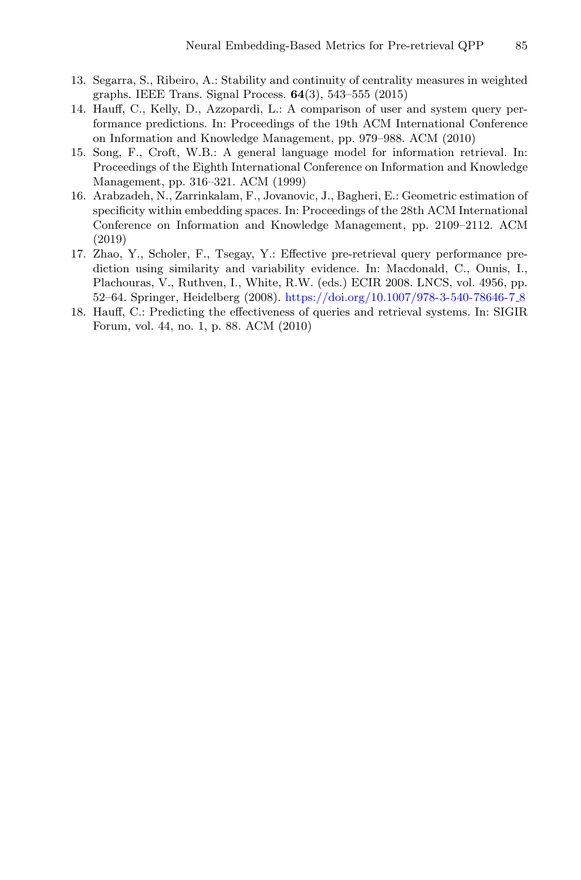13. Segarra, S., Ribeiro, A.: Stability and continuity of centrality measures in weighted graphs. IEEE Trans. Signal Process. **64**(3), 543–555 (2015)
14. Hauff, C., Kelly, D., Azzopardi, L.: A comparison of user and system query performance predictions. In: Proceedings of the 19th ACM International Conference on Information and Knowledge Management, pp. 979–988. ACM (2010)
15. Song, F., Croft, W.B.: A general language model for information retrieval. In: Proceedings of the Eighth International Conference on Information and Knowledge Management, pp. 316–321. ACM (1999)
16. Arabzadeh, N., Zarrinkalam, F., Jovanovic, J., Bagheri, E.: Geometric estimation of specificity within embedding spaces. In: Proceedings of the 28th ACM International Conference on Information and Knowledge Management, pp. 2109–2112. ACM (2019)
17. Zhao, Y., Scholer, F., Tsegay, Y.: Effective pre-retrieval query performance prediction using similarity and variability evidence. In: Macdonald, C., Ounis, I., Plachouras, V., Ruthven, I., White, R.W. (eds.) ECIR 2008. LNCS, vol. 4956, pp. 52–64. Springer, Heidelberg (2008). https://doi.org/10.1007/978-3-540-78646-7_8
18. Hauff, C.: Predicting the effectiveness of queries and retrieval systems. In: SIGIR Forum, vol. 44, no. 1, p. 88. ACM (2010)